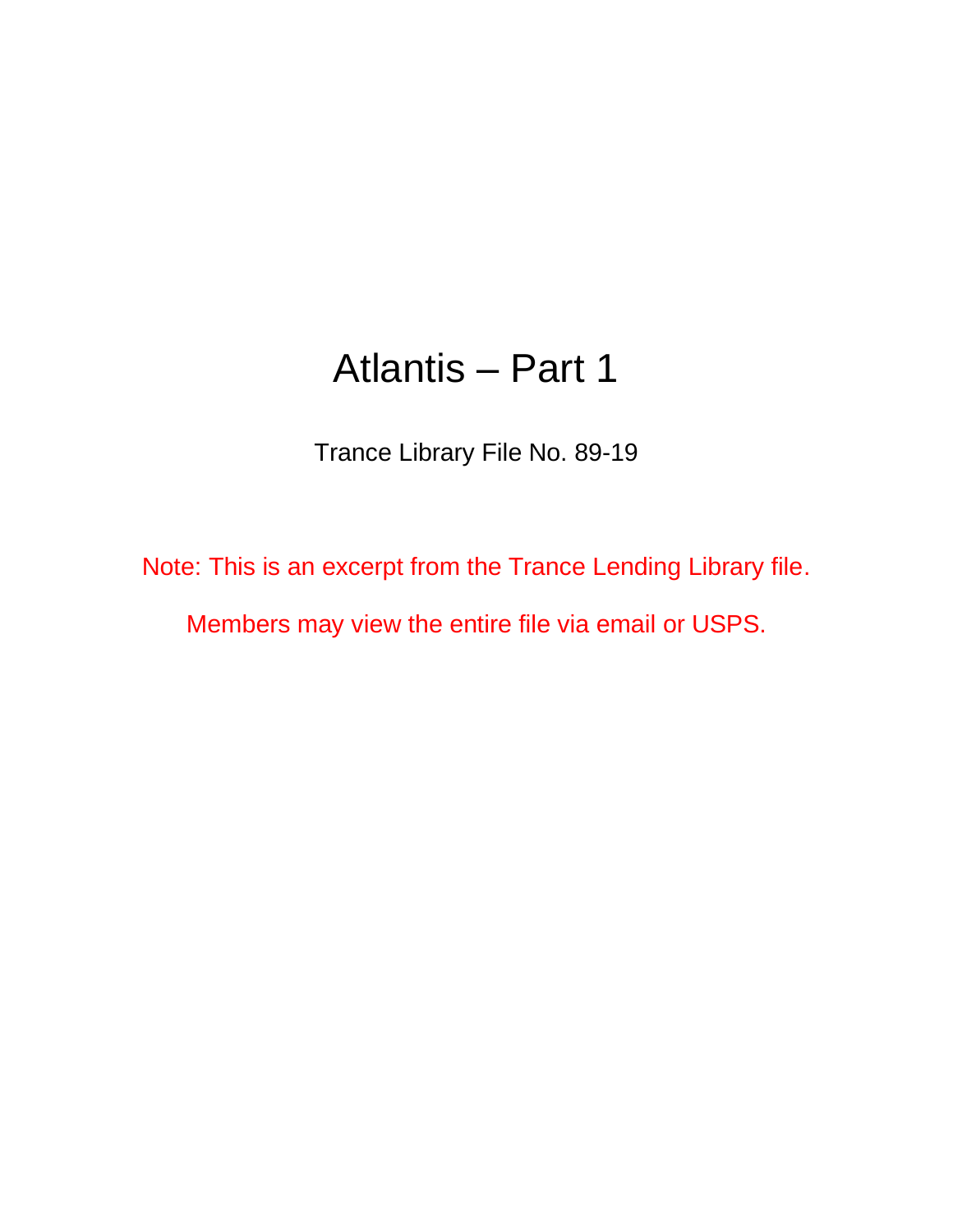# Atlantis – Part 1

Trance Library File No. 89-19

Note: This is an excerpt from the Trance Lending Library file.

Members may view the entire file via email or USPS.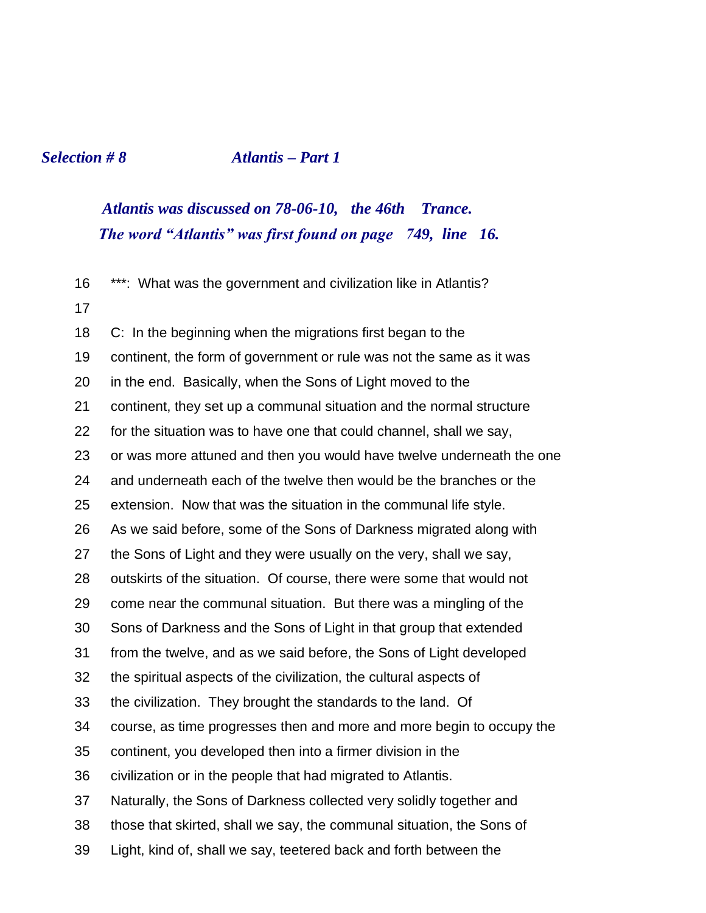***Selection # 8 Atlantis – Part 1***

***Atlantis was discussed on 78-06-10, the 46th Trance.***
***The word "Atlantis" was first found on page 749, line 16.***

16 ***: What was the government and civilization like in Atlantis?

17

18 C: In the beginning when the migrations first began to the
19 continent, the form of government or rule was not the same as it was
20 in the end. Basically, when the Sons of Light moved to the
21 continent, they set up a communal situation and the normal structure
22 for the situation was to have one that could channel, shall we say,
23 or was more attuned and then you would have twelve underneath the one
24 and underneath each of the twelve then would be the branches or the
25 extension. Now that was the situation in the communal life style.
26 As we said before, some of the Sons of Darkness migrated along with
27 the Sons of Light and they were usually on the very, shall we say,
28 outskirts of the situation. Of course, there were some that would not
29 come near the communal situation. But there was a mingling of the
30 Sons of Darkness and the Sons of Light in that group that extended
31 from the twelve, and as we said before, the Sons of Light developed
32 the spiritual aspects of the civilization, the cultural aspects of
33 the civilization. They brought the standards to the land. Of
34 course, as time progresses then and more and more begin to occupy the
35 continent, you developed then into a firmer division in the
36 civilization or in the people that had migrated to Atlantis.
37 Naturally, the Sons of Darkness collected very solidly together and
38 those that skirted, shall we say, the communal situation, the Sons of
39 Light, kind of, shall we say, teetered back and forth between the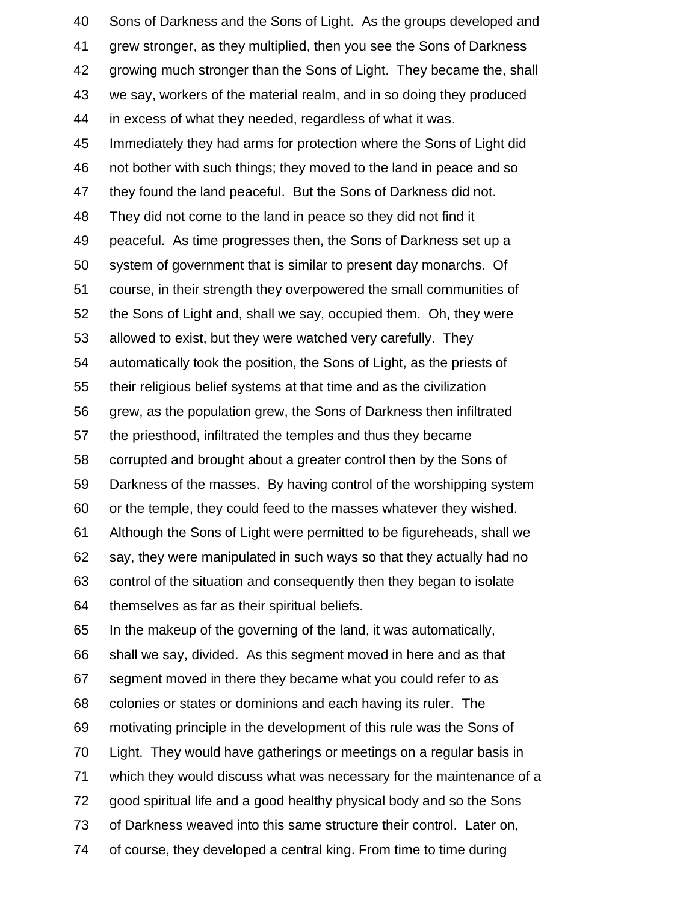Sons of Darkness and the Sons of Light. As the groups developed and grew stronger, as they multiplied, then you see the Sons of Darkness growing much stronger than the Sons of Light. They became the, shall we say, workers of the material realm, and in so doing they produced in excess of what they needed, regardless of what it was.

Immediately they had arms for protection where the Sons of Light did not bother with such things; they moved to the land in peace and so they found the land peaceful. But the Sons of Darkness did not. They did not come to the land in peace so they did not find it peaceful. As time progresses then, the Sons of Darkness set up a system of government that is similar to present day monarchs. Of course, in their strength they overpowered the small communities of the Sons of Light and, shall we say, occupied them. Oh, they were allowed to exist, but they were watched very carefully. They automatically took the position, the Sons of Light, as the priests of their religious belief systems at that time and as the civilization grew, as the population grew, the Sons of Darkness then infiltrated the priesthood, infiltrated the temples and thus they became corrupted and brought about a greater control then by the Sons of Darkness of the masses. By having control of the worshipping system or the temple, they could feed to the masses whatever they wished. Although the Sons of Light were permitted to be figureheads, shall we say, they were manipulated in such ways so that they actually had no control of the situation and consequently then they began to isolate themselves as far as their spiritual beliefs.

In the makeup of the governing of the land, it was automatically, shall we say, divided. As this segment moved in here and as that segment moved in there they became what you could refer to as colonies or states or dominions and each having its ruler. The motivating principle in the development of this rule was the Sons of Light. They would have gatherings or meetings on a regular basis in which they would discuss what was necessary for the maintenance of a good spiritual life and a good healthy physical body and so the Sons of Darkness weaved into this same structure their control. Later on, of course, they developed a central king. From time to time during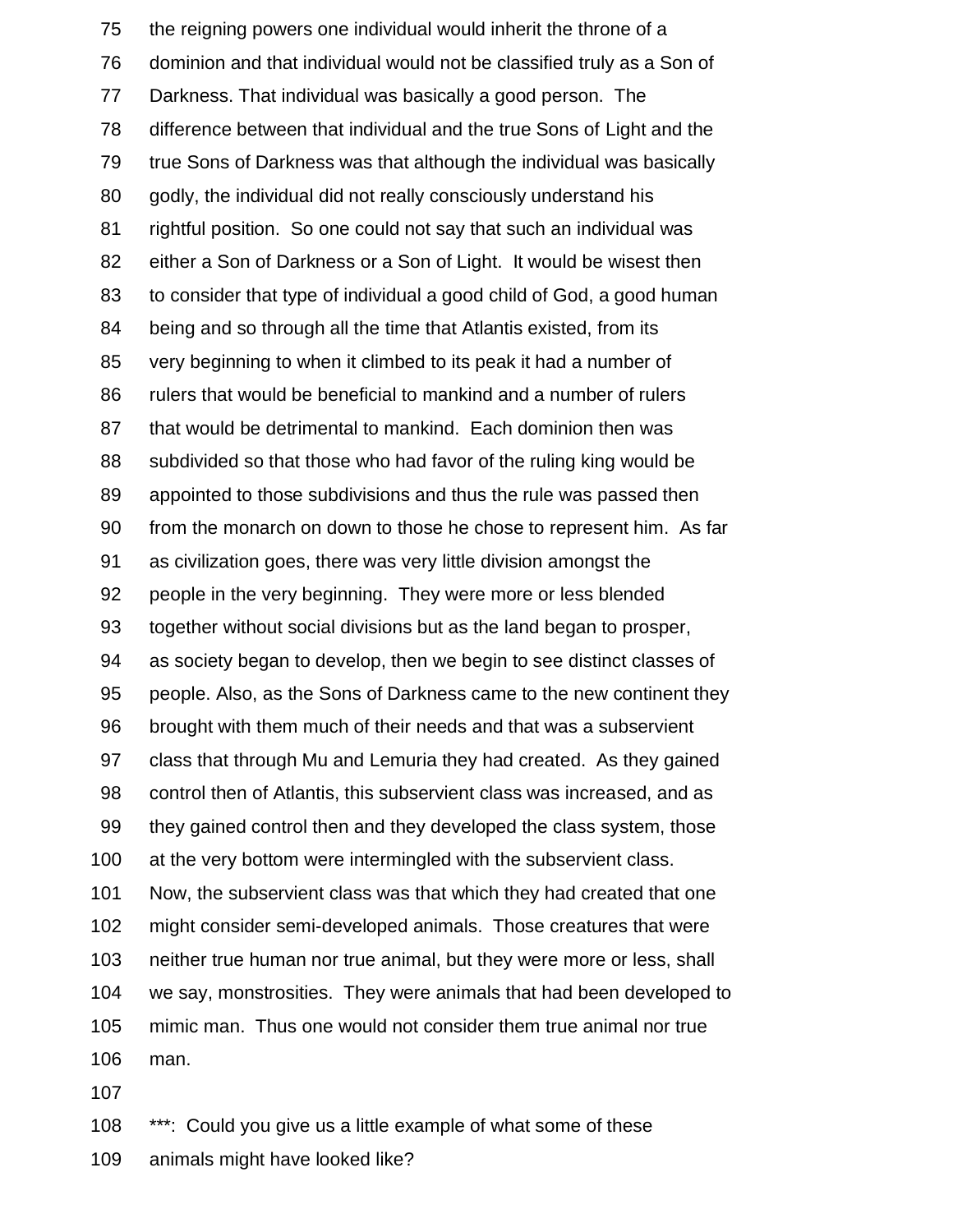the reigning powers one individual would inherit the throne of a dominion and that individual would not be classified truly as a Son of Darkness. That individual was basically a good person. The difference between that individual and the true Sons of Light and the true Sons of Darkness was that although the individual was basically godly, the individual did not really consciously understand his rightful position. So one could not say that such an individual was either a Son of Darkness or a Son of Light. It would be wisest then to consider that type of individual a good child of God, a good human being and so through all the time that Atlantis existed, from its very beginning to when it climbed to its peak it had a number of rulers that would be beneficial to mankind and a number of rulers that would be detrimental to mankind. Each dominion then was subdivided so that those who had favor of the ruling king would be appointed to those subdivisions and thus the rule was passed then from the monarch on down to those he chose to represent him. As far as civilization goes, there was very little division amongst the people in the very beginning. They were more or less blended together without social divisions but as the land began to prosper, as society began to develop, then we begin to see distinct classes of people. Also, as the Sons of Darkness came to the new continent they brought with them much of their needs and that was a subservient class that through Mu and Lemuria they had created. As they gained control then of Atlantis, this subservient class was increased, and as they gained control then and they developed the class system, those at the very bottom were intermingled with the subservient class. Now, the subservient class was that which they had created that one might consider semi-developed animals. Those creatures that were neither true human nor true animal, but they were more or less, shall we say, monstrosities. They were animals that had been developed to mimic man. Thus one would not consider them true animal nor true man.

***: Could you give us a little example of what some of these animals might have looked like?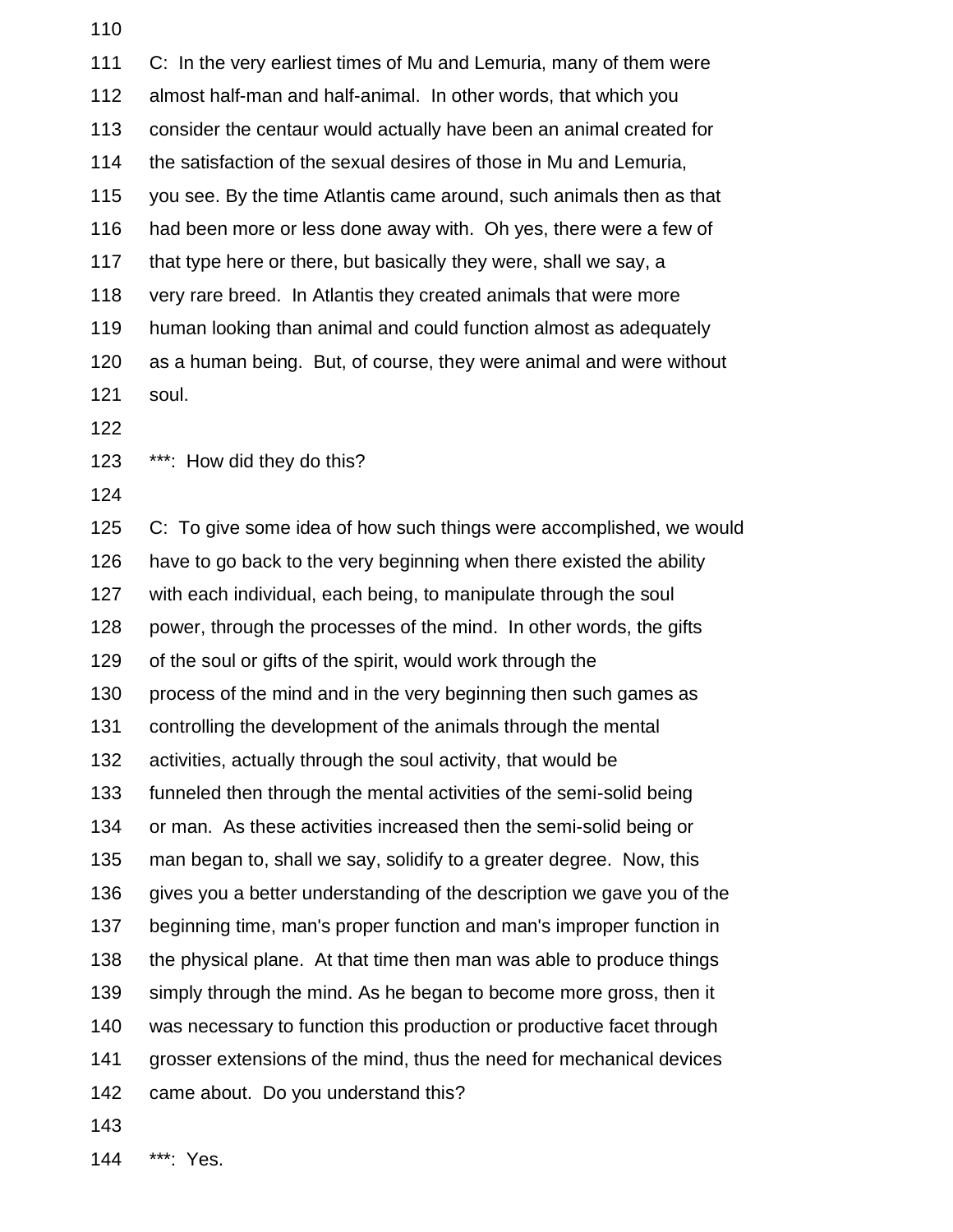C: In the very earliest times of Mu and Lemuria, many of them were almost half-man and half-animal. In other words, that which you consider the centaur would actually have been an animal created for the satisfaction of the sexual desires of those in Mu and Lemuria, you see. By the time Atlantis came around, such animals then as that had been more or less done away with. Oh yes, there were a few of that type here or there, but basically they were, shall we say, a very rare breed. In Atlantis they created animals that were more human looking than animal and could function almost as adequately as a human being. But, of course, they were animal and were without soul.

***: How did they do this?

C: To give some idea of how such things were accomplished, we would have to go back to the very beginning when there existed the ability with each individual, each being, to manipulate through the soul power, through the processes of the mind. In other words, the gifts of the soul or gifts of the spirit, would work through the process of the mind and in the very beginning then such games as controlling the development of the animals through the mental activities, actually through the soul activity, that would be funneled then through the mental activities of the semi-solid being or man. As these activities increased then the semi-solid being or man began to, shall we say, solidify to a greater degree. Now, this gives you a better understanding of the description we gave you of the beginning time, man's proper function and man's improper function in the physical plane. At that time then man was able to produce things simply through the mind. As he began to become more gross, then it was necessary to function this production or productive facet through grosser extensions of the mind, thus the need for mechanical devices came about. Do you understand this?

***: Yes.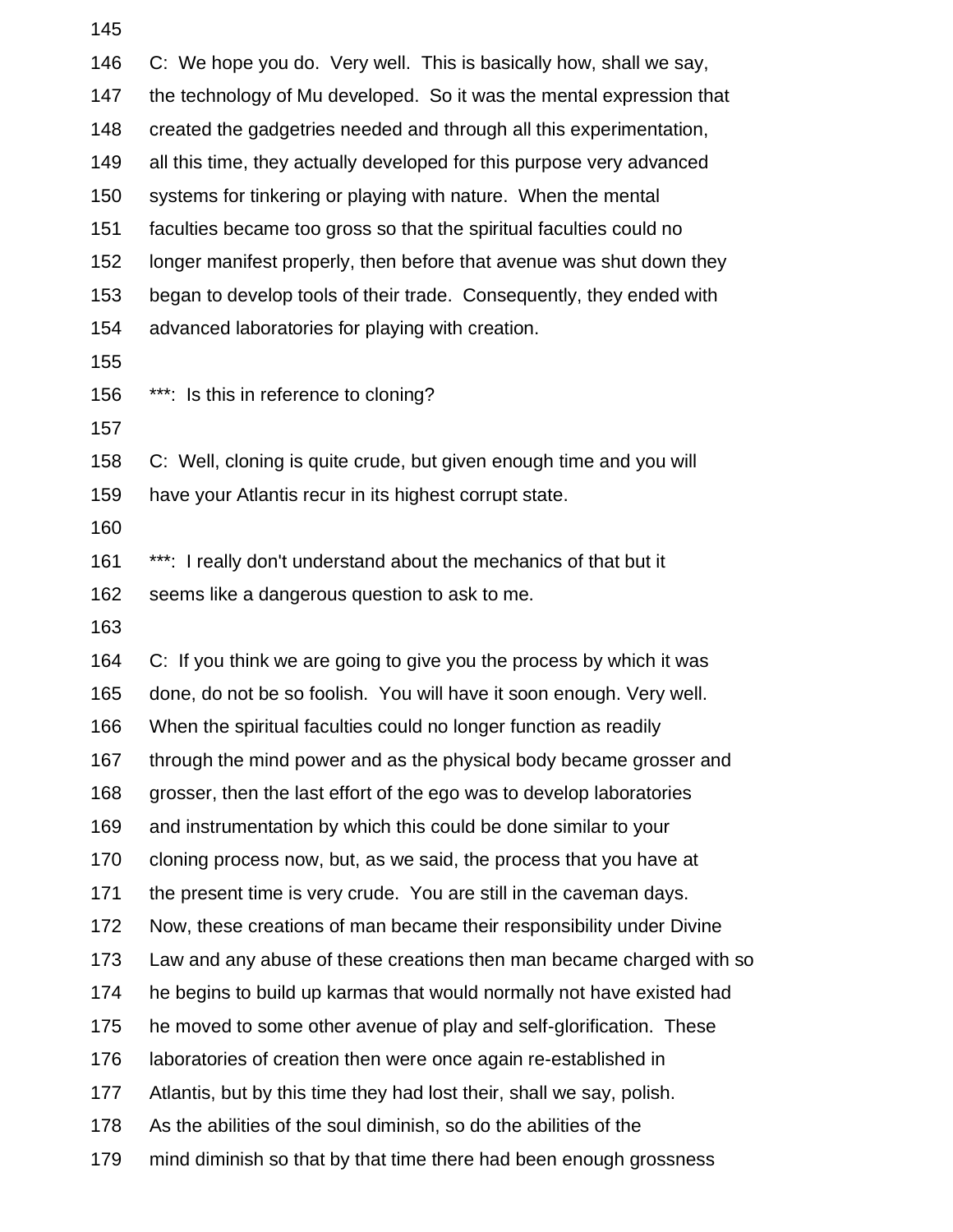C: We hope you do. Very well. This is basically how, shall we say, the technology of Mu developed. So it was the mental expression that created the gadgetries needed and through all this experimentation, all this time, they actually developed for this purpose very advanced systems for tinkering or playing with nature. When the mental faculties became too gross so that the spiritual faculties could no longer manifest properly, then before that avenue was shut down they began to develop tools of their trade. Consequently, they ended with advanced laboratories for playing with creation.

***: Is this in reference to cloning?

C: Well, cloning is quite crude, but given enough time and you will have your Atlantis recur in its highest corrupt state.

***: I really don't understand about the mechanics of that but it seems like a dangerous question to ask to me.

C: If you think we are going to give you the process by which it was done, do not be so foolish. You will have it soon enough. Very well. When the spiritual faculties could no longer function as readily through the mind power and as the physical body became grosser and grosser, then the last effort of the ego was to develop laboratories and instrumentation by which this could be done similar to your cloning process now, but, as we said, the process that you have at the present time is very crude. You are still in the caveman days. Now, these creations of man became their responsibility under Divine Law and any abuse of these creations then man became charged with so he begins to build up karmas that would normally not have existed had he moved to some other avenue of play and self-glorification. These laboratories of creation then were once again re-established in Atlantis, but by this time they had lost their, shall we say, polish. As the abilities of the soul diminish, so do the abilities of the mind diminish so that by that time there had been enough grossness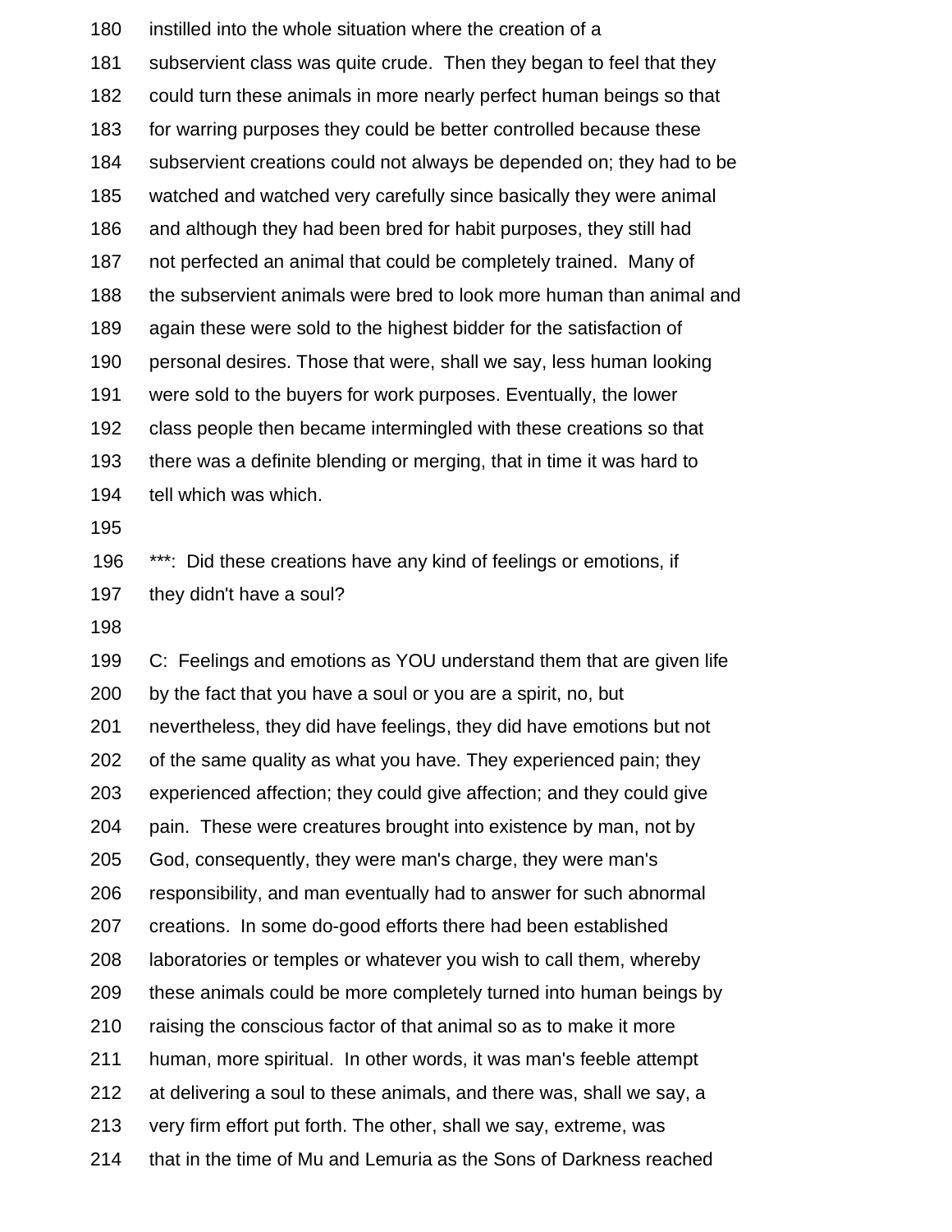180 instilled into the whole situation where the creation of a
181 subservient class was quite crude. Then they began to feel that they
182 could turn these animals in more nearly perfect human beings so that
183 for warring purposes they could be better controlled because these
184 subservient creations could not always be depended on; they had to be
185 watched and watched very carefully since basically they were animal
186 and although they had been bred for habit purposes, they still had
187 not perfected an animal that could be completely trained. Many of
188 the subservient animals were bred to look more human than animal and
189 again these were sold to the highest bidder for the satisfaction of
190 personal desires. Those that were, shall we say, less human looking
191 were sold to the buyers for work purposes. Eventually, the lower
192 class people then became intermingled with these creations so that
193 there was a definite blending or merging, that in time it was hard to
194 tell which was which.
195
196 ***: Did these creations have any kind of feelings or emotions, if
197 they didn't have a soul?
198
199 C: Feelings and emotions as YOU understand them that are given life
200 by the fact that you have a soul or you are a spirit, no, but
201 nevertheless, they did have feelings, they did have emotions but not
202 of the same quality as what you have. They experienced pain; they
203 experienced affection; they could give affection; and they could give
204 pain. These were creatures brought into existence by man, not by
205 God, consequently, they were man's charge, they were man's
206 responsibility, and man eventually had to answer for such abnormal
207 creations. In some do-good efforts there had been established
208 laboratories or temples or whatever you wish to call them, whereby
209 these animals could be more completely turned into human beings by
210 raising the conscious factor of that animal so as to make it more
211 human, more spiritual. In other words, it was man's feeble attempt
212 at delivering a soul to these animals, and there was, shall we say, a
213 very firm effort put forth. The other, shall we say, extreme, was
214 that in the time of Mu and Lemuria as the Sons of Darkness reached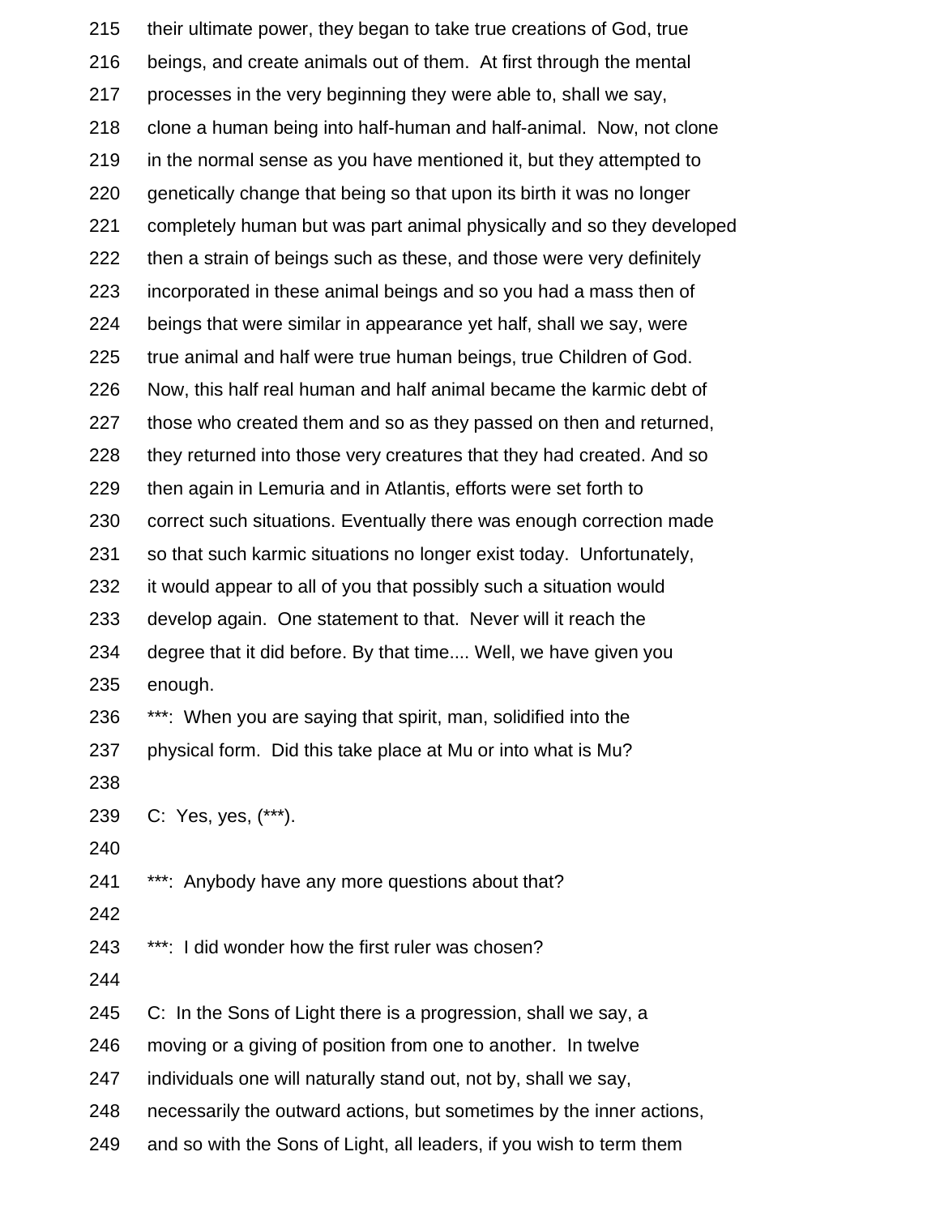215 their ultimate power, they began to take true creations of God, true
216 beings, and create animals out of them. At first through the mental
217 processes in the very beginning they were able to, shall we say,
218 clone a human being into half-human and half-animal. Now, not clone
219 in the normal sense as you have mentioned it, but they attempted to
220 genetically change that being so that upon its birth it was no longer
221 completely human but was part animal physically and so they developed
222 then a strain of beings such as these, and those were very definitely
223 incorporated in these animal beings and so you had a mass then of
224 beings that were similar in appearance yet half, shall we say, were
225 true animal and half were true human beings, true Children of God.
226 Now, this half real human and half animal became the karmic debt of
227 those who created them and so as they passed on then and returned,
228 they returned into those very creatures that they had created. And so
229 then again in Lemuria and in Atlantis, efforts were set forth to
230 correct such situations. Eventually there was enough correction made
231 so that such karmic situations no longer exist today. Unfortunately,
232 it would appear to all of you that possibly such a situation would
233 develop again. One statement to that. Never will it reach the
234 degree that it did before. By that time.... Well, we have given you
235 enough.
236 ***: When you are saying that spirit, man, solidified into the
237 physical form. Did this take place at Mu or into what is Mu?
238
239 C: Yes, yes, (***).
240
241 ***: Anybody have any more questions about that?
242
243 ***: I did wonder how the first ruler was chosen?
244
245 C: In the Sons of Light there is a progression, shall we say, a
246 moving or a giving of position from one to another. In twelve
247 individuals one will naturally stand out, not by, shall we say,
248 necessarily the outward actions, but sometimes by the inner actions,
249 and so with the Sons of Light, all leaders, if you wish to term them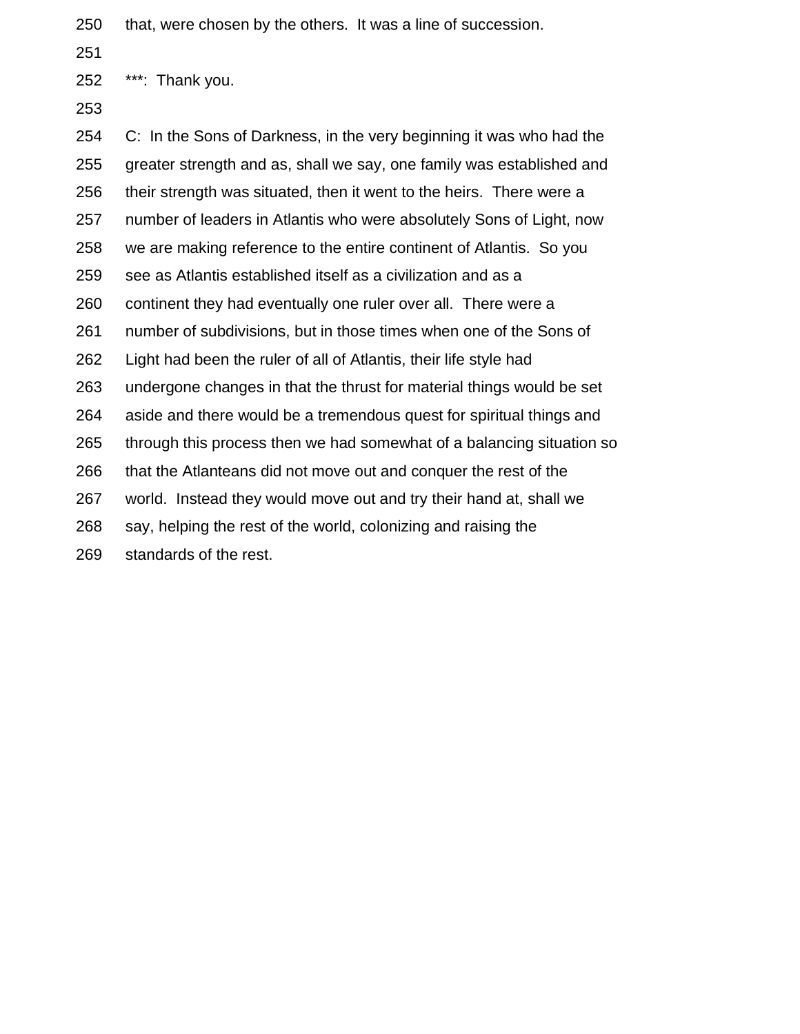250 that, were chosen by the others. It was a line of succession.

251

252 ***: Thank you.

253

254 C: In the Sons of Darkness, in the very beginning it was who had the
255 greater strength and as, shall we say, one family was established and
256 their strength was situated, then it went to the heirs. There were a
257 number of leaders in Atlantis who were absolutely Sons of Light, now
258 we are making reference to the entire continent of Atlantis. So you
259 see as Atlantis established itself as a civilization and as a
260 continent they had eventually one ruler over all. There were a
261 number of subdivisions, but in those times when one of the Sons of
262 Light had been the ruler of all of Atlantis, their life style had
263 undergone changes in that the thrust for material things would be set
264 aside and there would be a tremendous quest for spiritual things and
265 through this process then we had somewhat of a balancing situation so
266 that the Atlanteans did not move out and conquer the rest of the
267 world. Instead they would move out and try their hand at, shall we
268 say, helping the rest of the world, colonizing and raising the
269 standards of the rest.